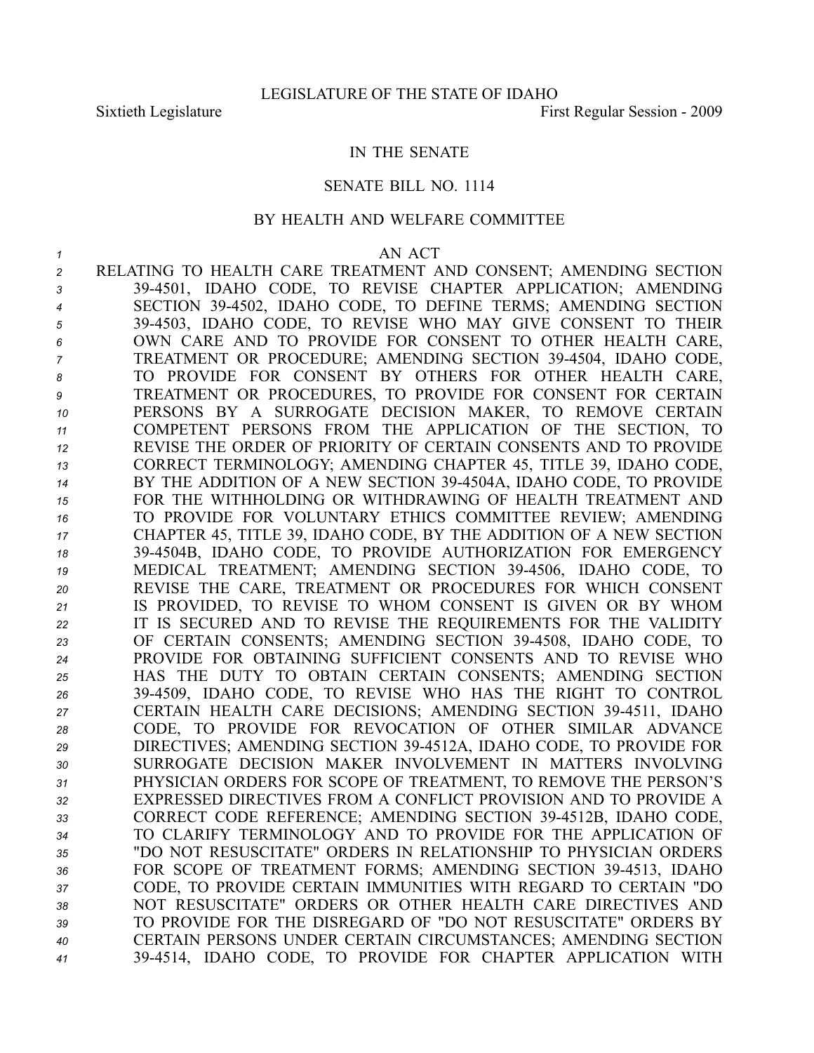LEGISLATURE OF THE STATE OF IDAHO

Sixtieth Legislature First Regular Session - 2009

IN THE SENATE

SENATE BILL NO. 1114

BY HEALTH AND WELFARE COMMITTEE

AN ACT

RELATING TO HEALTH CARE TREATMENT AND CONSENT; AMENDING SECTION 39-4501, IDAHO CODE, TO REVISE CHAPTER APPLICATION; AMENDING SECTION 39-4502, IDAHO CODE, TO DEFINE TERMS; AMENDING SECTION 39-4503, IDAHO CODE, TO REVISE WHO MAY GIVE CONSENT TO THEIR OWN CARE AND TO PROVIDE FOR CONSENT TO OTHER HEALTH CARE, TREATMENT OR PROCEDURE; AMENDING SECTION 39-4504, IDAHO CODE, TO PROVIDE FOR CONSENT BY OTHERS FOR OTHER HEALTH CARE, TREATMENT OR PROCEDURES, TO PROVIDE FOR CONSENT FOR CERTAIN PERSONS BY A SURROGATE DECISION MAKER, TO REMOVE CERTAIN COMPETENT PERSONS FROM THE APPLICATION OF THE SECTION, TO REVISE THE ORDER OF PRIORITY OF CERTAIN CONSENTS AND TO PROVIDE CORRECT TERMINOLOGY; AMENDING CHAPTER 45, TITLE 39, IDAHO CODE, BY THE ADDITION OF A NEW SECTION 39-4504A, IDAHO CODE, TO PROVIDE FOR THE WITHHOLDING OR WITHDRAWING OF HEALTH TREATMENT AND TO PROVIDE FOR VOLUNTARY ETHICS COMMITTEE REVIEW; AMENDING CHAPTER 45, TITLE 39, IDAHO CODE, BY THE ADDITION OF A NEW SECTION 39-4504B, IDAHO CODE, TO PROVIDE AUTHORIZATION FOR EMERGENCY MEDICAL TREATMENT; AMENDING SECTION 39-4506, IDAHO CODE, TO REVISE THE CARE, TREATMENT OR PROCEDURES FOR WHICH CONSENT IS PROVIDED, TO REVISE TO WHOM CONSENT IS GIVEN OR BY WHOM IT IS SECURED AND TO REVISE THE REQUIREMENTS FOR THE VALIDITY OF CERTAIN CONSENTS; AMENDING SECTION 39-4508, IDAHO CODE, TO PROVIDE FOR OBTAINING SUFFICIENT CONSENTS AND TO REVISE WHO HAS THE DUTY TO OBTAIN CERTAIN CONSENTS; AMENDING SECTION 39-4509, IDAHO CODE, TO REVISE WHO HAS THE RIGHT TO CONTROL CERTAIN HEALTH CARE DECISIONS; AMENDING SECTION 39-4511, IDAHO CODE, TO PROVIDE FOR REVOCATION OF OTHER SIMILAR ADVANCE DIRECTIVES; AMENDING SECTION 39-4512A, IDAHO CODE, TO PROVIDE FOR SURROGATE DECISION MAKER INVOLVEMENT IN MATTERS INVOLVING PHYSICIAN ORDERS FOR SCOPE OF TREATMENT, TO REMOVE THE PERSON'S EXPRESSED DIRECTIVES FROM A CONFLICT PROVISION AND TO PROVIDE A CORRECT CODE REFERENCE; AMENDING SECTION 39-4512B, IDAHO CODE, TO CLARIFY TERMINOLOGY AND TO PROVIDE FOR THE APPLICATION OF "DO NOT RESUSCITATE" ORDERS IN RELATIONSHIP TO PHYSICIAN ORDERS FOR SCOPE OF TREATMENT FORMS; AMENDING SECTION 39-4513, IDAHO CODE, TO PROVIDE CERTAIN IMMUNITIES WITH REGARD TO CERTAIN "DO NOT RESUSCITATE" ORDERS OR OTHER HEALTH CARE DIRECTIVES AND TO PROVIDE FOR THE DISREGARD OF "DO NOT RESUSCITATE" ORDERS BY CERTAIN PERSONS UNDER CERTAIN CIRCUMSTANCES; AMENDING SECTION 39-4514, IDAHO CODE, TO PROVIDE FOR CHAPTER APPLICATION WITH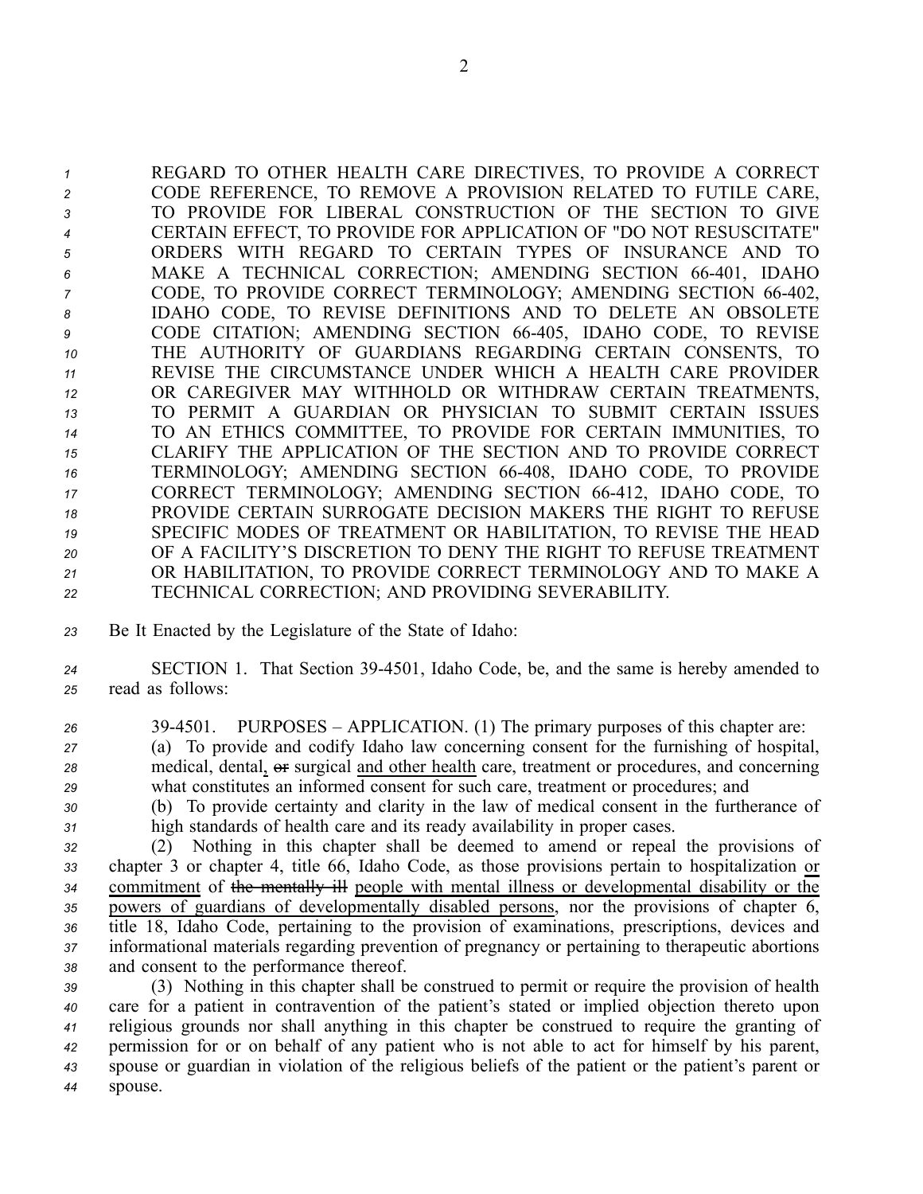REGARD TO OTHER HEALTH CARE DIRECTIVES, TO PROVIDE A CORRECT CODE REFERENCE, TO REMOVE A PROVISION RELATED TO FUTILE CARE, TO PROVIDE FOR LIBERAL CONSTRUCTION OF THE SECTION TO GIVE CERTAIN EFFECT, TO PROVIDE FOR APPLICATION OF "DO NOT RESUSCITATE" ORDERS WITH REGARD TO CERTAIN TYPES OF INSURANCE AND TO MAKE A TECHNICAL CORRECTION; AMENDING SECTION 66-401, IDAHO CODE, TO PROVIDE CORRECT TERMINOLOGY; AMENDING SECTION 66-402, IDAHO CODE, TO REVISE DEFINITIONS AND TO DELETE AN OBSOLETE CODE CITATION; AMENDING SECTION 66-405, IDAHO CODE, TO REVISE THE AUTHORITY OF GUARDIANS REGARDING CERTAIN CONSENTS, TO REVISE THE CIRCUMSTANCE UNDER WHICH A HEALTH CARE PROVIDER OR CAREGIVER MAY WITHHOLD OR WITHDRAW CERTAIN TREATMENTS, TO PERMIT A GUARDIAN OR PHYSICIAN TO SUBMIT CERTAIN ISSUES TO AN ETHICS COMMITTEE, TO PROVIDE FOR CERTAIN IMMUNITIES, TO CLARIFY THE APPLICATION OF THE SECTION AND TO PROVIDE CORRECT TERMINOLOGY; AMENDING SECTION 66-408, IDAHO CODE, TO PROVIDE CORRECT TERMINOLOGY; AMENDING SECTION 66-412, IDAHO CODE, TO PROVIDE CERTAIN SURROGATE DECISION MAKERS THE RIGHT TO REFUSE SPECIFIC MODES OF TREATMENT OR HABILITATION, TO REVISE THE HEAD OF A FACILITY'S DISCRETION TO DENY THE RIGHT TO REFUSE TREATMENT OR HABILITATION, TO PROVIDE CORRECT TERMINOLOGY AND TO MAKE A TECHNICAL CORRECTION; AND PROVIDING SEVERABILITY.

Be It Enacted by the Legislature of the State of Idaho:

SECTION 1. That Section 39-4501, Idaho Code, be, and the same is hereby amended to read as follows:

39-4501. PURPOSES – APPLICATION. (1) The primary purposes of this chapter are:

(a) To provide and codify Idaho law concerning consent for the furnishing of hospital, medical, dental, ~~or~~ surgical and other health care, treatment or procedures, and concerning what constitutes an informed consent for such care, treatment or procedures; and

(b) To provide certainty and clarity in the law of medical consent in the furtherance of high standards of health care and its ready availability in proper cases.

(2) Nothing in this chapter shall be deemed to amend or repeal the provisions of chapter 3 or chapter 4, title 66, Idaho Code, as those provisions pertain to hospitalization or commitment of ~~the mentally ill~~ people with mental illness or developmental disability or the powers of guardians of developmentally disabled persons, nor the provisions of chapter 6, title 18, Idaho Code, pertaining to the provision of examinations, prescriptions, devices and informational materials regarding prevention of pregnancy or pertaining to therapeutic abortions and consent to the performance thereof.

(3) Nothing in this chapter shall be construed to permit or require the provision of health care for a patient in contravention of the patient's stated or implied objection thereto upon religious grounds nor shall anything in this chapter be construed to require the granting of permission for or on behalf of any patient who is not able to act for himself by his parent, spouse or guardian in violation of the religious beliefs of the patient or the patient's parent or spouse.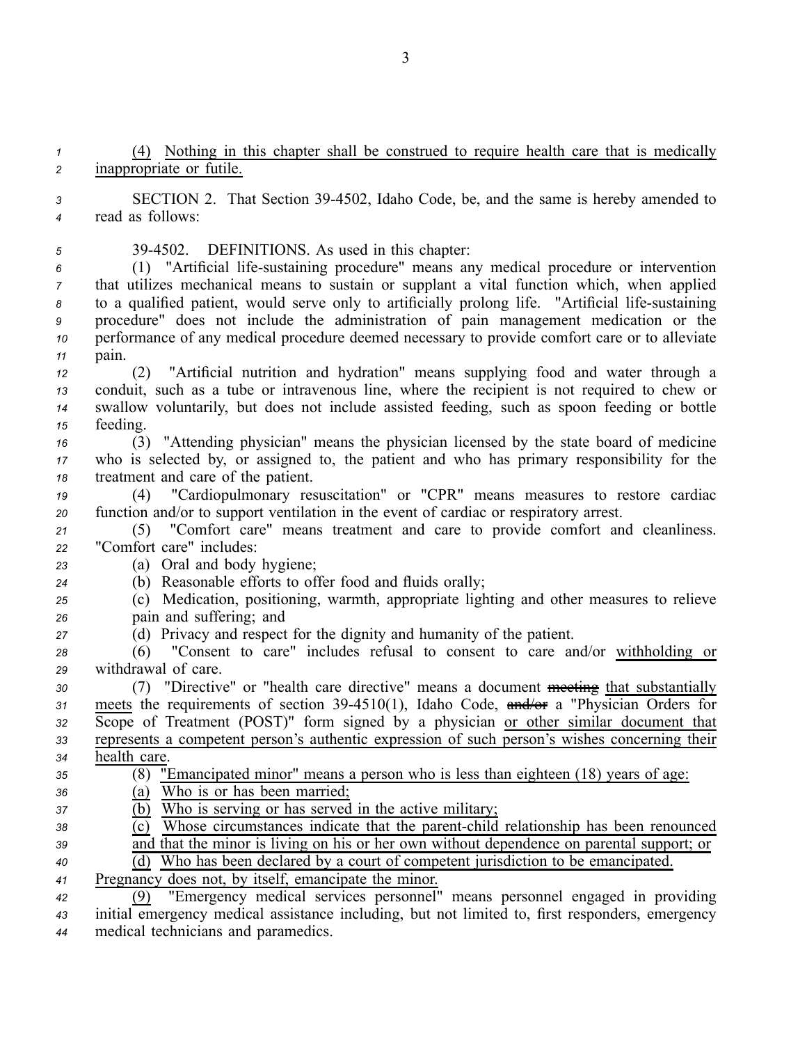(4) Nothing in this chapter shall be construed to require health care that is medically inappropriate or futile.

SECTION 2. That Section 39-4502, Idaho Code, be, and the same is hereby amended to read as follows:

39-4502. DEFINITIONS. As used in this chapter:

(1) "Artificial life-sustaining procedure" means any medical procedure or intervention that utilizes mechanical means to sustain or supplant a vital function which, when applied to a qualified patient, would serve only to artificially prolong life. "Artificial life-sustaining procedure" does not include the administration of pain management medication or the performance of any medical procedure deemed necessary to provide comfort care or to alleviate pain.

(2) "Artificial nutrition and hydration" means supplying food and water through a conduit, such as a tube or intravenous line, where the recipient is not required to chew or swallow voluntarily, but does not include assisted feeding, such as spoon feeding or bottle feeding.

(3) "Attending physician" means the physician licensed by the state board of medicine who is selected by, or assigned to, the patient and who has primary responsibility for the treatment and care of the patient.

(4) "Cardiopulmonary resuscitation" or "CPR" means measures to restore cardiac function and/or to support ventilation in the event of cardiac or respiratory arrest.

(5) "Comfort care" means treatment and care to provide comfort and cleanliness. "Comfort care" includes:

(a) Oral and body hygiene;

(b) Reasonable efforts to offer food and fluids orally;

(c) Medication, positioning, warmth, appropriate lighting and other measures to relieve pain and suffering; and

(d) Privacy and respect for the dignity and humanity of the patient.

(6) "Consent to care" includes refusal to consent to care and/or withholding or withdrawal of care.

(7) "Directive" or "health care directive" means a document ~~meeting~~ that substantially meets the requirements of section 39-4510(1), Idaho Code, ~~and/or~~ a "Physician Orders for Scope of Treatment (POST)" form signed by a physician or other similar document that represents a competent person's authentic expression of such person's wishes concerning their health care.

(8) "Emancipated minor" means a person who is less than eighteen (18) years of age:

(a) Who is or has been married;

(b) Who is serving or has served in the active military;

(c) Whose circumstances indicate that the parent-child relationship has been renounced and that the minor is living on his or her own without dependence on parental support; or

(d) Who has been declared by a court of competent jurisdiction to be emancipated.

Pregnancy does not, by itself, emancipate the minor.

(9) "Emergency medical services personnel" means personnel engaged in providing initial emergency medical assistance including, but not limited to, first responders, emergency medical technicians and paramedics.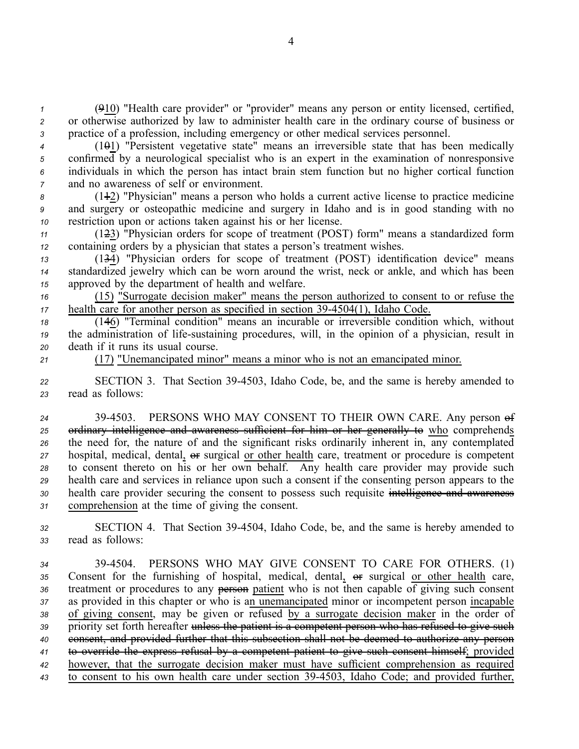(~~9~~<u>10</u>) "Health care provider" or "provider" means any person or entity licensed, certified, or otherwise authorized by law to administer health care in the ordinary course of business or practice of a profession, including emergency or other medical services personnel.

(1~~0~~<u>1</u>) "Persistent vegetative state" means an irreversible state that has been medically confirmed by a neurological specialist who is an expert in the examination of nonresponsive individuals in which the person has intact brain stem function but no higher cortical function and no awareness of self or environment.

(1~~1~~<u>2</u>) "Physician" means a person who holds a current active license to practice medicine and surgery or osteopathic medicine and surgery in Idaho and is in good standing with no restriction upon or actions taken against his or her license.

(1~~2~~<u>3</u>) "Physician orders for scope of treatment (POST) form" means a standardized form containing orders by a physician that states a person's treatment wishes.

(1~~3~~<u>4</u>) "Physician orders for scope of treatment (POST) identification device" means standardized jewelry which can be worn around the wrist, neck or ankle, and which has been approved by the department of health and welfare.

<u>(15) "Surrogate decision maker" means the person authorized to consent to or refuse the health care for another person as specified in section 39-4504(1), Idaho Code.</u>

(1~~4~~<u>6</u>) "Terminal condition" means an incurable or irreversible condition which, without the administration of life-sustaining procedures, will, in the opinion of a physician, result in death if it runs its usual course.

<u>(17) "Unemancipated minor" means a minor who is not an emancipated minor.</u>

SECTION 3. That Section 39-4503, Idaho Code, be, and the same is hereby amended to read as follows:

39-4503. PERSONS WHO MAY CONSENT TO THEIR OWN CARE. Any person ~~of ordinary intelligence and awareness sufficient for him or her generally to~~ <u>who</u> comprehend<u>s</u> the need for, the nature of and the significant risks ordinarily inherent in, any contemplated hospital, medical, dental<u>,</u> ~~or~~ surgical <u>or other health</u> care, treatment or procedure is competent to consent thereto on his or her own behalf. Any health care provider may provide such health care and services in reliance upon such a consent if the consenting person appears to the health care provider securing the consent to possess such requisite ~~intelligence and awareness~~ <u>comprehension</u> at the time of giving the consent.

SECTION 4. That Section 39-4504, Idaho Code, be, and the same is hereby amended to read as follows:

39-4504. PERSONS WHO MAY GIVE CONSENT TO CARE FOR OTHERS. (1) Consent for the furnishing of hospital, medical, dental<u>,</u> ~~or~~ surgical <u>or other health</u> care, treatment or procedures to any ~~person~~ <u>patient</u> who is not then capable of giving such consent as provided in this chapter or who is a<u>n unemancipated</u> minor or incompetent person <u>incapable of giving consent</u>, may be given or refused <u>by a surrogate decision maker</u> in the order of priority set forth hereafter ~~unless the patient is a competent person who has refused to give such consent, and provided further that this subsection shall not be deemed to authorize any person to override the express refusal by a competent patient to give such consent himself~~<u>; provided however, that the surrogate decision maker must have sufficient comprehension as required to consent to his own health care under section 39-4503, Idaho Code; and provided further,</u>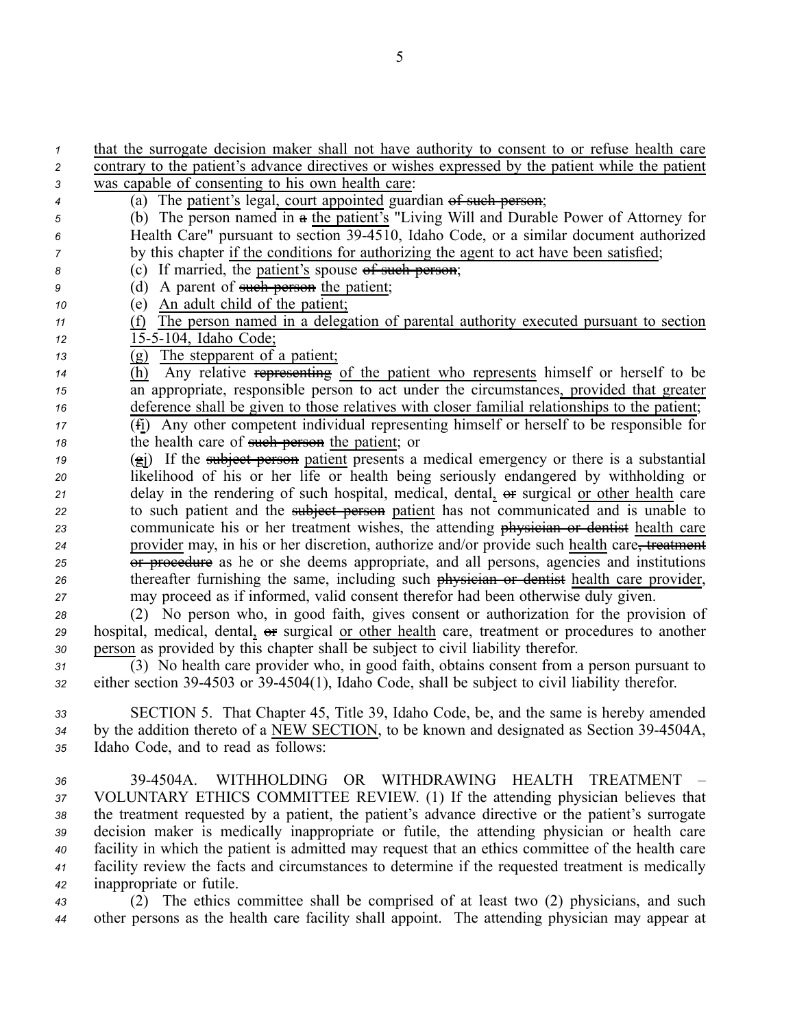that the surrogate decision maker shall not have authority to consent to or refuse health care contrary to the patient's advance directives or wishes expressed by the patient while the patient was capable of consenting to his own health care:

(a) The patient's legal, court appointed guardian ~~of such person~~;

(b) The person named in ~~a~~ the patient's "Living Will and Durable Power of Attorney for Health Care" pursuant to section 39-4510, Idaho Code, or a similar document authorized by this chapter if the conditions for authorizing the agent to act have been satisfied;

(c) If married, the patient's spouse ~~of such person~~;

(d) A parent of ~~such person~~ the patient;

(e) An adult child of the patient;

(f) The person named in a delegation of parental authority executed pursuant to section 15-5-104, Idaho Code;

(g) The stepparent of a patient;

(h) Any relative ~~representing~~ of the patient who represents himself or herself to be an appropriate, responsible person to act under the circumstances, provided that greater deference shall be given to those relatives with closer familial relationships to the patient;

(~~f~~i) Any other competent individual representing himself or herself to be responsible for the health care of ~~such person~~ the patient; or

(~~g~~j) If the ~~subject person~~ patient presents a medical emergency or there is a substantial likelihood of his or her life or health being seriously endangered by withholding or delay in the rendering of such hospital, medical, dental, ~~or~~ surgical or other health care to such patient and the ~~subject person~~ patient has not communicated and is unable to communicate his or her treatment wishes, the attending ~~physician or dentist~~ health care provider may, in his or her discretion, authorize and/or provide such health care~~, treatment or procedure~~ as he or she deems appropriate, and all persons, agencies and institutions thereafter furnishing the same, including such ~~physician or dentist~~ health care provider, may proceed as if informed, valid consent therefor had been otherwise duly given.

(2) No person who, in good faith, gives consent or authorization for the provision of hospital, medical, dental, ~~or~~ surgical or other health care, treatment or procedures to another person as provided by this chapter shall be subject to civil liability therefor.

(3) No health care provider who, in good faith, obtains consent from a person pursuant to either section 39-4503 or 39-4504(1), Idaho Code, shall be subject to civil liability therefor.

SECTION 5. That Chapter 45, Title 39, Idaho Code, be, and the same is hereby amended by the addition thereto of a NEW SECTION, to be known and designated as Section 39-4504A, Idaho Code, and to read as follows:

39-4504A. WITHHOLDING OR WITHDRAWING HEALTH TREATMENT – VOLUNTARY ETHICS COMMITTEE REVIEW. (1) If the attending physician believes that the treatment requested by a patient, the patient's advance directive or the patient's surrogate decision maker is medically inappropriate or futile, the attending physician or health care facility in which the patient is admitted may request that an ethics committee of the health care facility review the facts and circumstances to determine if the requested treatment is medically inappropriate or futile.

(2) The ethics committee shall be comprised of at least two (2) physicians, and such other persons as the health care facility shall appoint. The attending physician may appear at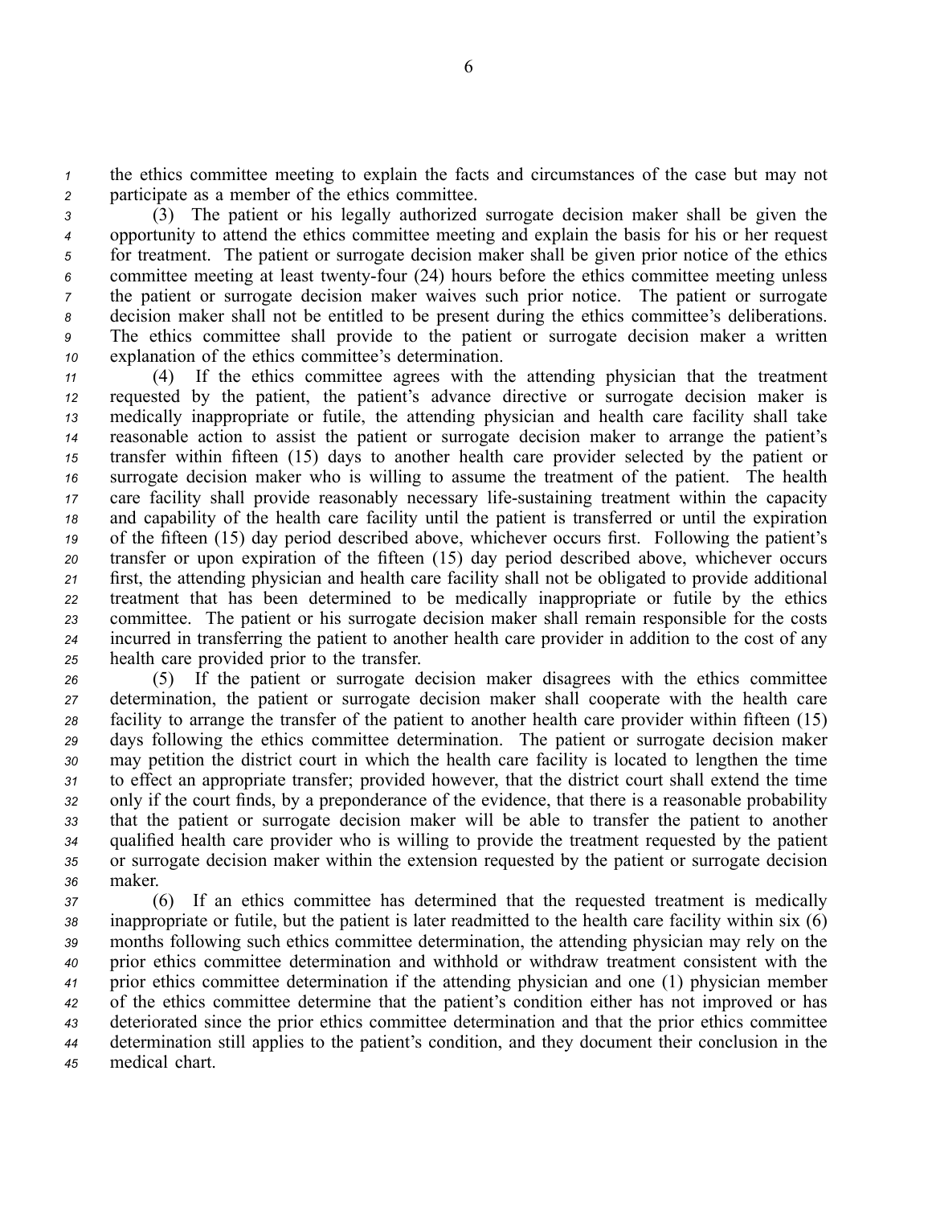the ethics committee meeting to explain the facts and circumstances of the case but may not participate as a member of the ethics committee.

(3) The patient or his legally authorized surrogate decision maker shall be given the opportunity to attend the ethics committee meeting and explain the basis for his or her request for treatment. The patient or surrogate decision maker shall be given prior notice of the ethics committee meeting at least twenty-four (24) hours before the ethics committee meeting unless the patient or surrogate decision maker waives such prior notice. The patient or surrogate decision maker shall not be entitled to be present during the ethics committee's deliberations. The ethics committee shall provide to the patient or surrogate decision maker a written explanation of the ethics committee's determination.

(4) If the ethics committee agrees with the attending physician that the treatment requested by the patient, the patient's advance directive or surrogate decision maker is medically inappropriate or futile, the attending physician and health care facility shall take reasonable action to assist the patient or surrogate decision maker to arrange the patient's transfer within fifteen (15) days to another health care provider selected by the patient or surrogate decision maker who is willing to assume the treatment of the patient. The health care facility shall provide reasonably necessary life-sustaining treatment within the capacity and capability of the health care facility until the patient is transferred or until the expiration of the fifteen (15) day period described above, whichever occurs first. Following the patient's transfer or upon expiration of the fifteen (15) day period described above, whichever occurs first, the attending physician and health care facility shall not be obligated to provide additional treatment that has been determined to be medically inappropriate or futile by the ethics committee. The patient or his surrogate decision maker shall remain responsible for the costs incurred in transferring the patient to another health care provider in addition to the cost of any health care provided prior to the transfer.

(5) If the patient or surrogate decision maker disagrees with the ethics committee determination, the patient or surrogate decision maker shall cooperate with the health care facility to arrange the transfer of the patient to another health care provider within fifteen (15) days following the ethics committee determination. The patient or surrogate decision maker may petition the district court in which the health care facility is located to lengthen the time to effect an appropriate transfer; provided however, that the district court shall extend the time only if the court finds, by a preponderance of the evidence, that there is a reasonable probability that the patient or surrogate decision maker will be able to transfer the patient to another qualified health care provider who is willing to provide the treatment requested by the patient or surrogate decision maker within the extension requested by the patient or surrogate decision maker.

(6) If an ethics committee has determined that the requested treatment is medically inappropriate or futile, but the patient is later readmitted to the health care facility within six (6) months following such ethics committee determination, the attending physician may rely on the prior ethics committee determination and withhold or withdraw treatment consistent with the prior ethics committee determination if the attending physician and one (1) physician member of the ethics committee determine that the patient's condition either has not improved or has deteriorated since the prior ethics committee determination and that the prior ethics committee determination still applies to the patient's condition, and they document their conclusion in the medical chart.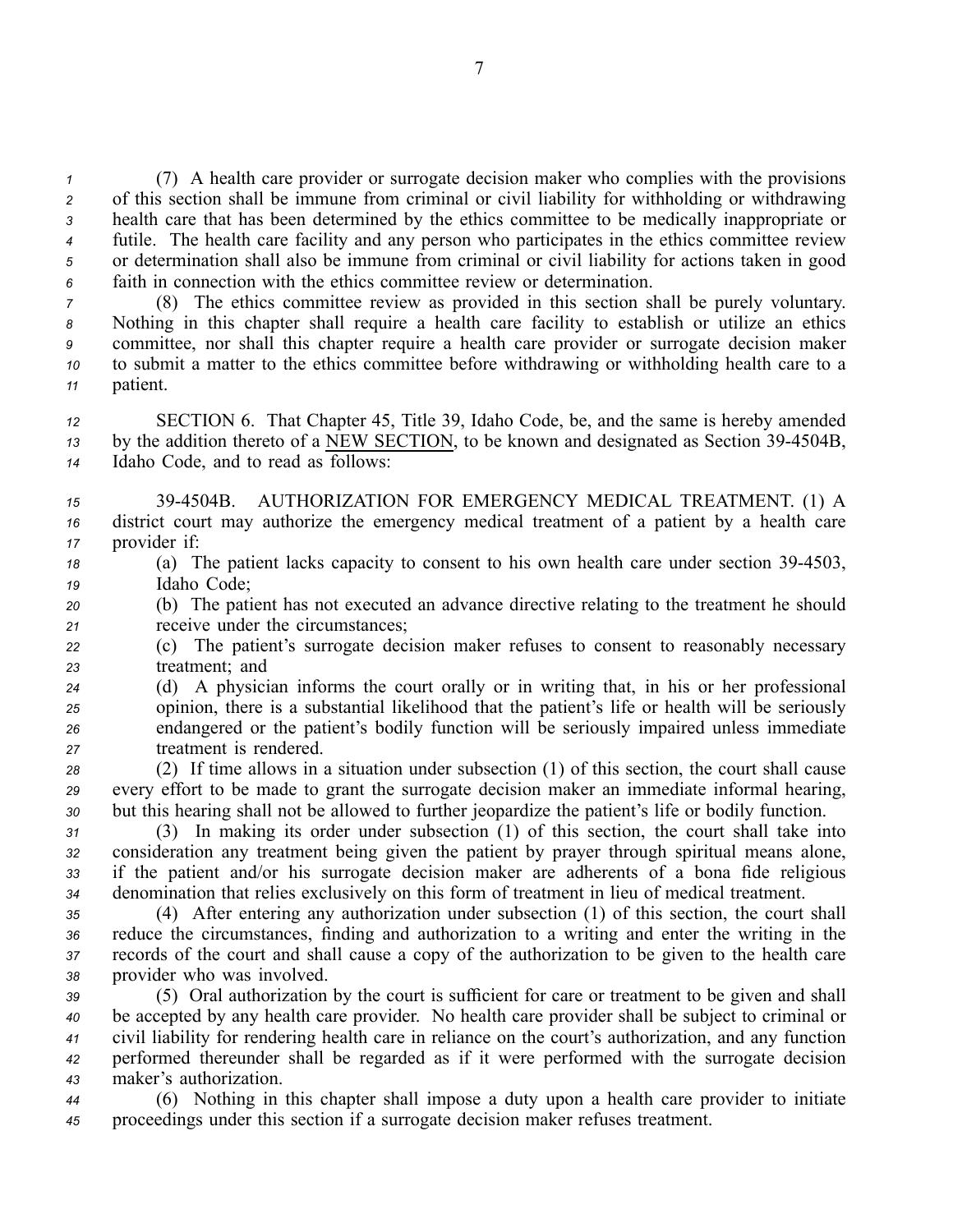(7) A health care provider or surrogate decision maker who complies with the provisions of this section shall be immune from criminal or civil liability for withholding or withdrawing health care that has been determined by the ethics committee to be medically inappropriate or futile. The health care facility and any person who participates in the ethics committee review or determination shall also be immune from criminal or civil liability for actions taken in good faith in connection with the ethics committee review or determination.

(8) The ethics committee review as provided in this section shall be purely voluntary. Nothing in this chapter shall require a health care facility to establish or utilize an ethics committee, nor shall this chapter require a health care provider or surrogate decision maker to submit a matter to the ethics committee before withdrawing or withholding health care to a patient.

SECTION 6. That Chapter 45, Title 39, Idaho Code, be, and the same is hereby amended by the addition thereto of a NEW SECTION, to be known and designated as Section 39-4504B, Idaho Code, and to read as follows:

39-4504B. AUTHORIZATION FOR EMERGENCY MEDICAL TREATMENT. (1) A district court may authorize the emergency medical treatment of a patient by a health care provider if:

(a) The patient lacks capacity to consent to his own health care under section 39-4503, Idaho Code;

(b) The patient has not executed an advance directive relating to the treatment he should receive under the circumstances;

(c) The patient's surrogate decision maker refuses to consent to reasonably necessary treatment; and

(d) A physician informs the court orally or in writing that, in his or her professional opinion, there is a substantial likelihood that the patient's life or health will be seriously endangered or the patient's bodily function will be seriously impaired unless immediate treatment is rendered.

(2) If time allows in a situation under subsection (1) of this section, the court shall cause every effort to be made to grant the surrogate decision maker an immediate informal hearing, but this hearing shall not be allowed to further jeopardize the patient's life or bodily function.

(3) In making its order under subsection (1) of this section, the court shall take into consideration any treatment being given the patient by prayer through spiritual means alone, if the patient and/or his surrogate decision maker are adherents of a bona fide religious denomination that relies exclusively on this form of treatment in lieu of medical treatment.

(4) After entering any authorization under subsection (1) of this section, the court shall reduce the circumstances, finding and authorization to a writing and enter the writing in the records of the court and shall cause a copy of the authorization to be given to the health care provider who was involved.

(5) Oral authorization by the court is sufficient for care or treatment to be given and shall be accepted by any health care provider. No health care provider shall be subject to criminal or civil liability for rendering health care in reliance on the court's authorization, and any function performed thereunder shall be regarded as if it were performed with the surrogate decision maker's authorization.

(6) Nothing in this chapter shall impose a duty upon a health care provider to initiate proceedings under this section if a surrogate decision maker refuses treatment.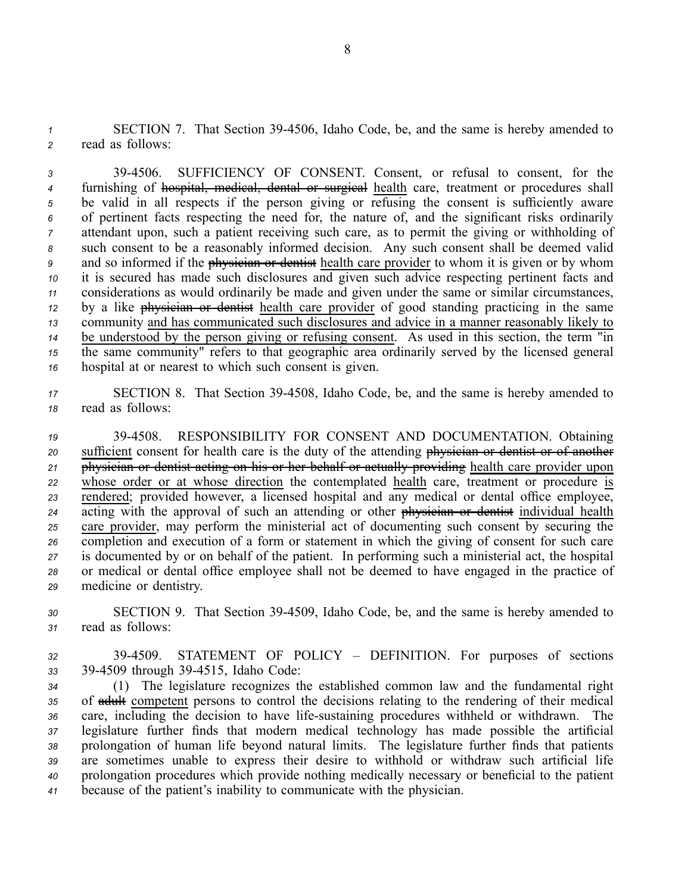SECTION 7. That Section 39-4506, Idaho Code, be, and the same is hereby amended to read as follows:

39-4506. SUFFICIENCY OF CONSENT. Consent, or refusal to consent, for the furnishing of ~~hospital, medical, dental or surgical~~ health care, treatment or procedures shall be valid in all respects if the person giving or refusing the consent is sufficiently aware of pertinent facts respecting the need for, the nature of, and the significant risks ordinarily attendant upon, such a patient receiving such care, as to permit the giving or withholding of such consent to be a reasonably informed decision. Any such consent shall be deemed valid and so informed if the ~~physician or dentist~~ health care provider to whom it is given or by whom it is secured has made such disclosures and given such advice respecting pertinent facts and considerations as would ordinarily be made and given under the same or similar circumstances, by a like ~~physician or dentist~~ health care provider of good standing practicing in the same community and has communicated such disclosures and advice in a manner reasonably likely to be understood by the person giving or refusing consent. As used in this section, the term "in the same community" refers to that geographic area ordinarily served by the licensed general hospital at or nearest to which such consent is given.

SECTION 8. That Section 39-4508, Idaho Code, be, and the same is hereby amended to read as follows:

39-4508. RESPONSIBILITY FOR CONSENT AND DOCUMENTATION. Obtaining sufficient consent for health care is the duty of the attending ~~physician or dentist or of another physician or dentist acting on his or her behalf or actually providing~~ health care provider upon whose order or at whose direction the contemplated health care, treatment or procedure is rendered; provided however, a licensed hospital and any medical or dental office employee, acting with the approval of such an attending or other ~~physician or dentist~~ individual health care provider, may perform the ministerial act of documenting such consent by securing the completion and execution of a form or statement in which the giving of consent for such care is documented by or on behalf of the patient. In performing such a ministerial act, the hospital or medical or dental office employee shall not be deemed to have engaged in the practice of medicine or dentistry.

SECTION 9. That Section 39-4509, Idaho Code, be, and the same is hereby amended to read as follows:

39-4509. STATEMENT OF POLICY – DEFINITION. For purposes of sections 39-4509 through 39-4515, Idaho Code:

(1) The legislature recognizes the established common law and the fundamental right of ~~adult~~ competent persons to control the decisions relating to the rendering of their medical care, including the decision to have life-sustaining procedures withheld or withdrawn. The legislature further finds that modern medical technology has made possible the artificial prolongation of human life beyond natural limits. The legislature further finds that patients are sometimes unable to express their desire to withhold or withdraw such artificial life prolongation procedures which provide nothing medically necessary or beneficial to the patient because of the patient's inability to communicate with the physician.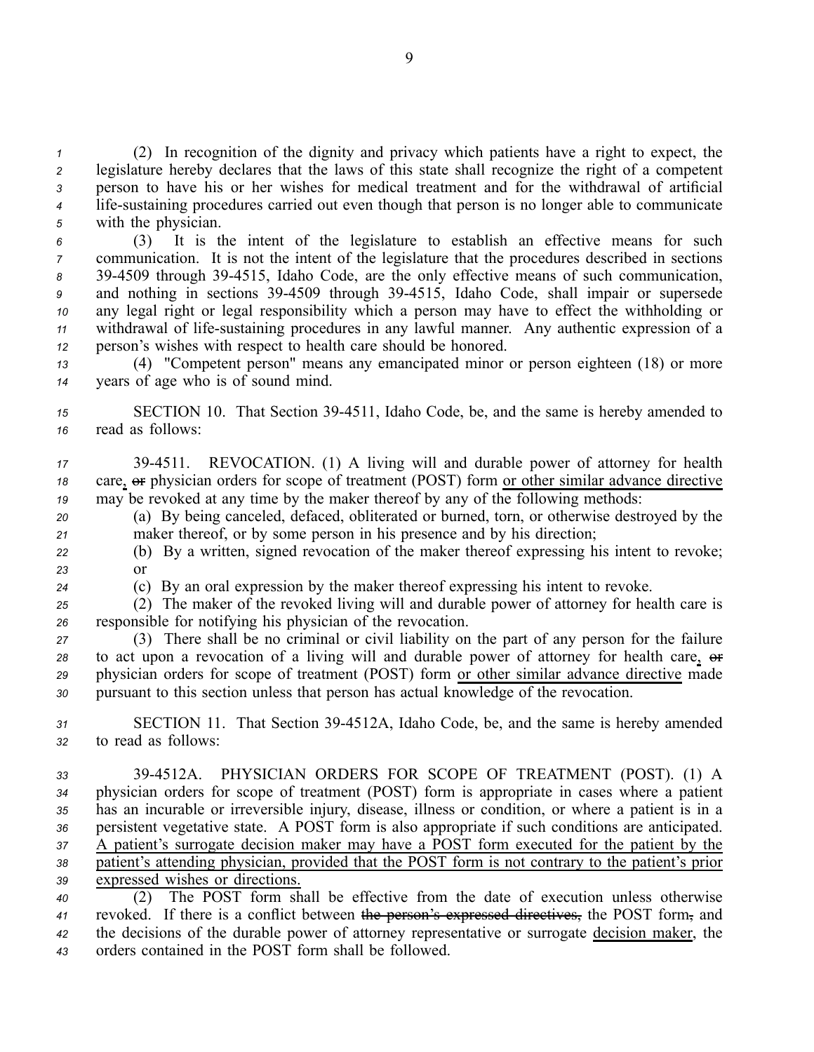(2) In recognition of the dignity and privacy which patients have a right to expect, the legislature hereby declares that the laws of this state shall recognize the right of a competent person to have his or her wishes for medical treatment and for the withdrawal of artificial life-sustaining procedures carried out even though that person is no longer able to communicate with the physician.

(3) It is the intent of the legislature to establish an effective means for such communication. It is not the intent of the legislature that the procedures described in sections 39-4509 through 39-4515, Idaho Code, are the only effective means of such communication, and nothing in sections 39-4509 through 39-4515, Idaho Code, shall impair or supersede any legal right or legal responsibility which a person may have to effect the withholding or withdrawal of life-sustaining procedures in any lawful manner. Any authentic expression of a person's wishes with respect to health care should be honored.

(4) "Competent person" means any emancipated minor or person eighteen (18) or more years of age who is of sound mind.

SECTION 10. That Section 39-4511, Idaho Code, be, and the same is hereby amended to read as follows:

39-4511. REVOCATION. (1) A living will and durable power of attorney for health care, ~~or~~ physician orders for scope of treatment (POST) form <u>or other similar advance directive</u> may be revoked at any time by the maker thereof by any of the following methods:

(a) By being canceled, defaced, obliterated or burned, torn, or otherwise destroyed by the maker thereof, or by some person in his presence and by his direction;

(b) By a written, signed revocation of the maker thereof expressing his intent to revoke; or

(c) By an oral expression by the maker thereof expressing his intent to revoke.

(2) The maker of the revoked living will and durable power of attorney for health care is responsible for notifying his physician of the revocation.

(3) There shall be no criminal or civil liability on the part of any person for the failure to act upon a revocation of a living will and durable power of attorney for health care, ~~or~~ physician orders for scope of treatment (POST) form <u>or other similar advance directive</u> made pursuant to this section unless that person has actual knowledge of the revocation.

SECTION 11. That Section 39-4512A, Idaho Code, be, and the same is hereby amended to read as follows:

39-4512A. PHYSICIAN ORDERS FOR SCOPE OF TREATMENT (POST). (1) A physician orders for scope of treatment (POST) form is appropriate in cases where a patient has an incurable or irreversible injury, disease, illness or condition, or where a patient is in a persistent vegetative state. A POST form is also appropriate if such conditions are anticipated. <u>A patient's surrogate decision maker may have a POST form executed for the patient by the patient's attending physician, provided that the POST form is not contrary to the patient's prior expressed wishes or directions.</u>

(2) The POST form shall be effective from the date of execution unless otherwise revoked. If there is a conflict between ~~the person's expressed directives,~~ the POST form~~,~~ and the decisions of the durable power of attorney representative or surrogate <u>decision maker</u>, the orders contained in the POST form shall be followed.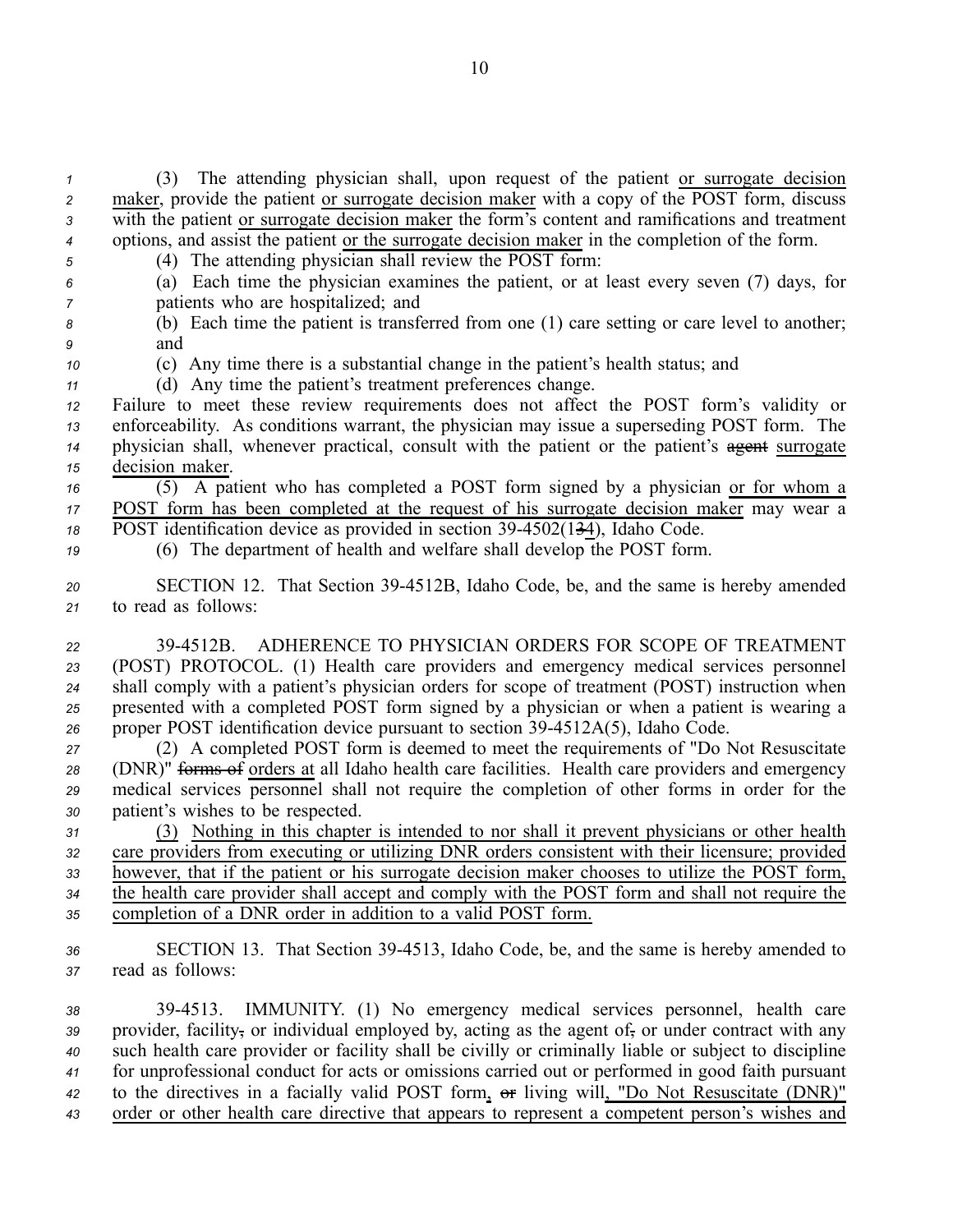(3) The attending physician shall, upon request of the patient or surrogate decision maker, provide the patient or surrogate decision maker with a copy of the POST form, discuss with the patient or surrogate decision maker the form's content and ramifications and treatment options, and assist the patient or the surrogate decision maker in the completion of the form.

(4) The attending physician shall review the POST form:

(a) Each time the physician examines the patient, or at least every seven (7) days, for patients who are hospitalized; and

(b) Each time the patient is transferred from one (1) care setting or care level to another; and

(c) Any time there is a substantial change in the patient's health status; and

(d) Any time the patient's treatment preferences change.

Failure to meet these review requirements does not affect the POST form's validity or enforceability. As conditions warrant, the physician may issue a superseding POST form. The physician shall, whenever practical, consult with the patient or the patient's ~~agent~~ surrogate decision maker.

(5) A patient who has completed a POST form signed by a physician or for whom a POST form has been completed at the request of his surrogate decision maker may wear a POST identification device as provided in section 39-4502(1~~3~~4), Idaho Code.

(6) The department of health and welfare shall develop the POST form.

SECTION 12. That Section 39-4512B, Idaho Code, be, and the same is hereby amended to read as follows:

39-4512B. ADHERENCE TO PHYSICIAN ORDERS FOR SCOPE OF TREATMENT (POST) PROTOCOL. (1) Health care providers and emergency medical services personnel shall comply with a patient's physician orders for scope of treatment (POST) instruction when presented with a completed POST form signed by a physician or when a patient is wearing a proper POST identification device pursuant to section 39-4512A(5), Idaho Code.

(2) A completed POST form is deemed to meet the requirements of "Do Not Resuscitate (DNR)" ~~forms of~~ orders at all Idaho health care facilities. Health care providers and emergency medical services personnel shall not require the completion of other forms in order for the patient's wishes to be respected.

(3) Nothing in this chapter is intended to nor shall it prevent physicians or other health care providers from executing or utilizing DNR orders consistent with their licensure; provided however, that if the patient or his surrogate decision maker chooses to utilize the POST form, the health care provider shall accept and comply with the POST form and shall not require the completion of a DNR order in addition to a valid POST form.

SECTION 13. That Section 39-4513, Idaho Code, be, and the same is hereby amended to read as follows:

39-4513. IMMUNITY. (1) No emergency medical services personnel, health care provider, facility~~,~~ or individual employed by, acting as the agent of~~,~~ or under contract with any such health care provider or facility shall be civilly or criminally liable or subject to discipline for unprofessional conduct for acts or omissions carried out or performed in good faith pursuant to the directives in a facially valid POST form, ~~or~~ living will, "Do Not Resuscitate (DNR)" order or other health care directive that appears to represent a competent person's wishes and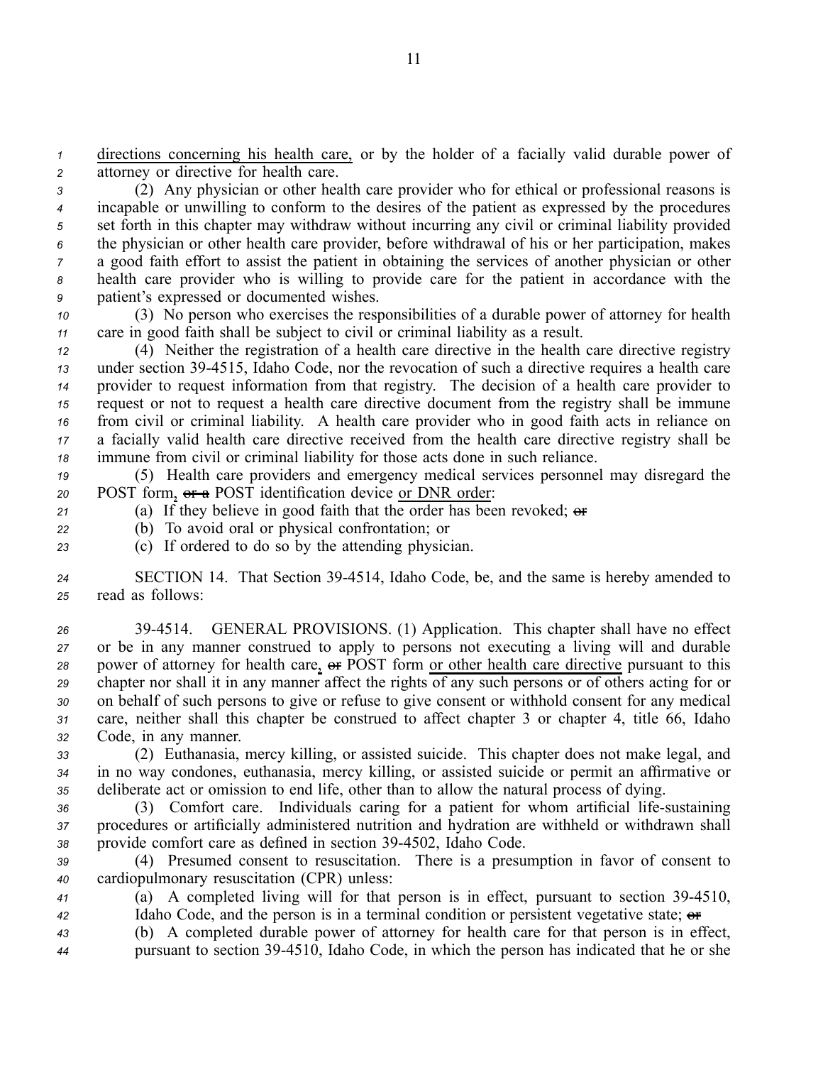directions concerning his health care, or by the holder of a facially valid durable power of attorney or directive for health care.

(2) Any physician or other health care provider who for ethical or professional reasons is incapable or unwilling to conform to the desires of the patient as expressed by the procedures set forth in this chapter may withdraw without incurring any civil or criminal liability provided the physician or other health care provider, before withdrawal of his or her participation, makes a good faith effort to assist the patient in obtaining the services of another physician or other health care provider who is willing to provide care for the patient in accordance with the patient's expressed or documented wishes.

(3) No person who exercises the responsibilities of a durable power of attorney for health care in good faith shall be subject to civil or criminal liability as a result.

(4) Neither the registration of a health care directive in the health care directive registry under section 39-4515, Idaho Code, nor the revocation of such a directive requires a health care provider to request information from that registry. The decision of a health care provider to request or not to request a health care directive document from the registry shall be immune from civil or criminal liability. A health care provider who in good faith acts in reliance on a facially valid health care directive received from the health care directive registry shall be immune from civil or criminal liability for those acts done in such reliance.

(5) Health care providers and emergency medical services personnel may disregard the POST form, ~~or a~~ POST identification device or DNR order:

(a) If they believe in good faith that the order has been revoked; ~~or~~

(b) To avoid oral or physical confrontation; or

(c) If ordered to do so by the attending physician.

SECTION 14. That Section 39-4514, Idaho Code, be, and the same is hereby amended to read as follows:

39-4514. GENERAL PROVISIONS. (1) Application. This chapter shall have no effect or be in any manner construed to apply to persons not executing a living will and durable power of attorney for health care, ~~or~~ POST form or other health care directive pursuant to this chapter nor shall it in any manner affect the rights of any such persons or of others acting for or on behalf of such persons to give or refuse to give consent or withhold consent for any medical care, neither shall this chapter be construed to affect chapter 3 or chapter 4, title 66, Idaho Code, in any manner.

(2) Euthanasia, mercy killing, or assisted suicide. This chapter does not make legal, and in no way condones, euthanasia, mercy killing, or assisted suicide or permit an affirmative or deliberate act or omission to end life, other than to allow the natural process of dying.

(3) Comfort care. Individuals caring for a patient for whom artificial life-sustaining procedures or artificially administered nutrition and hydration are withheld or withdrawn shall provide comfort care as defined in section 39-4502, Idaho Code.

(4) Presumed consent to resuscitation. There is a presumption in favor of consent to cardiopulmonary resuscitation (CPR) unless:

(a) A completed living will for that person is in effect, pursuant to section 39-4510, Idaho Code, and the person is in a terminal condition or persistent vegetative state; ~~or~~

(b) A completed durable power of attorney for health care for that person is in effect, pursuant to section 39-4510, Idaho Code, in which the person has indicated that he or she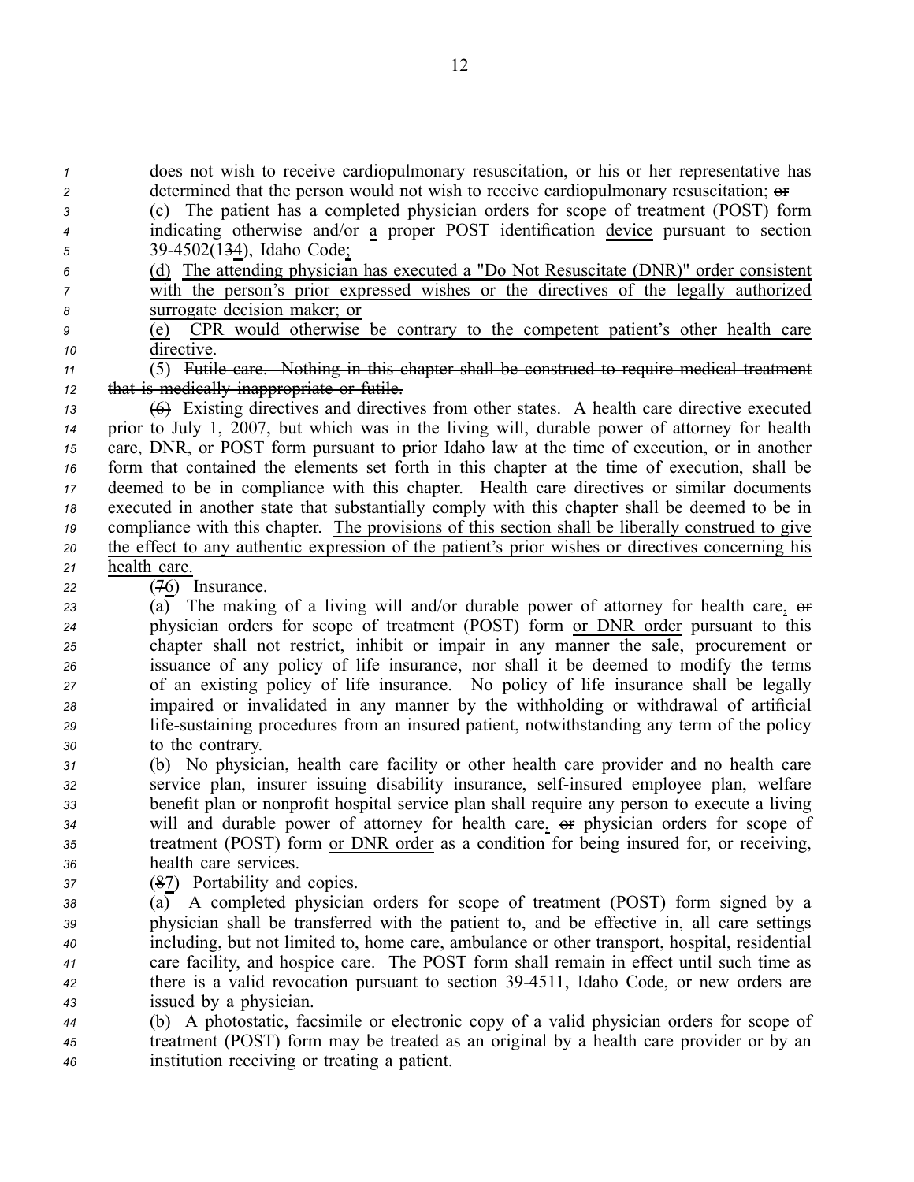does not wish to receive cardiopulmonary resuscitation, or his or her representative has determined that the person would not wish to receive cardiopulmonary resuscitation; ~~or~~

(c) The patient has a completed physician orders for scope of treatment (POST) form indicating otherwise and/or a proper POST identification device pursuant to section 39-4502(~~13~~4), Idaho Code;

(d) The attending physician has executed a "Do Not Resuscitate (DNR)" order consistent with the person's prior expressed wishes or the directives of the legally authorized surrogate decision maker; or

(e) CPR would otherwise be contrary to the competent patient's other health care directive.

(5) ~~Futile care. Nothing in this chapter shall be construed to require medical treatment that is medically inappropriate or futile.~~

~~(6)~~ Existing directives and directives from other states. A health care directive executed prior to July 1, 2007, but which was in the living will, durable power of attorney for health care, DNR, or POST form pursuant to prior Idaho law at the time of execution, or in another form that contained the elements set forth in this chapter at the time of execution, shall be deemed to be in compliance with this chapter. Health care directives or similar documents executed in another state that substantially comply with this chapter shall be deemed to be in compliance with this chapter. The provisions of this section shall be liberally construed to give the effect to any authentic expression of the patient's prior wishes or directives concerning his health care.

(~~7~~6) Insurance.

(a) The making of a living will and/or durable power of attorney for health care, ~~or~~ physician orders for scope of treatment (POST) form or DNR order pursuant to this chapter shall not restrict, inhibit or impair in any manner the sale, procurement or issuance of any policy of life insurance, nor shall it be deemed to modify the terms of an existing policy of life insurance. No policy of life insurance shall be legally impaired or invalidated in any manner by the withholding or withdrawal of artificial life-sustaining procedures from an insured patient, notwithstanding any term of the policy to the contrary.

(b) No physician, health care facility or other health care provider and no health care service plan, insurer issuing disability insurance, self-insured employee plan, welfare benefit plan or nonprofit hospital service plan shall require any person to execute a living will and durable power of attorney for health care, ~~or~~ physician orders for scope of treatment (POST) form or DNR order as a condition for being insured for, or receiving, health care services.

(~~8~~7) Portability and copies.

(a) A completed physician orders for scope of treatment (POST) form signed by a physician shall be transferred with the patient to, and be effective in, all care settings including, but not limited to, home care, ambulance or other transport, hospital, residential care facility, and hospice care. The POST form shall remain in effect until such time as there is a valid revocation pursuant to section 39-4511, Idaho Code, or new orders are issued by a physician.

(b) A photostatic, facsimile or electronic copy of a valid physician orders for scope of treatment (POST) form may be treated as an original by a health care provider or by an institution receiving or treating a patient.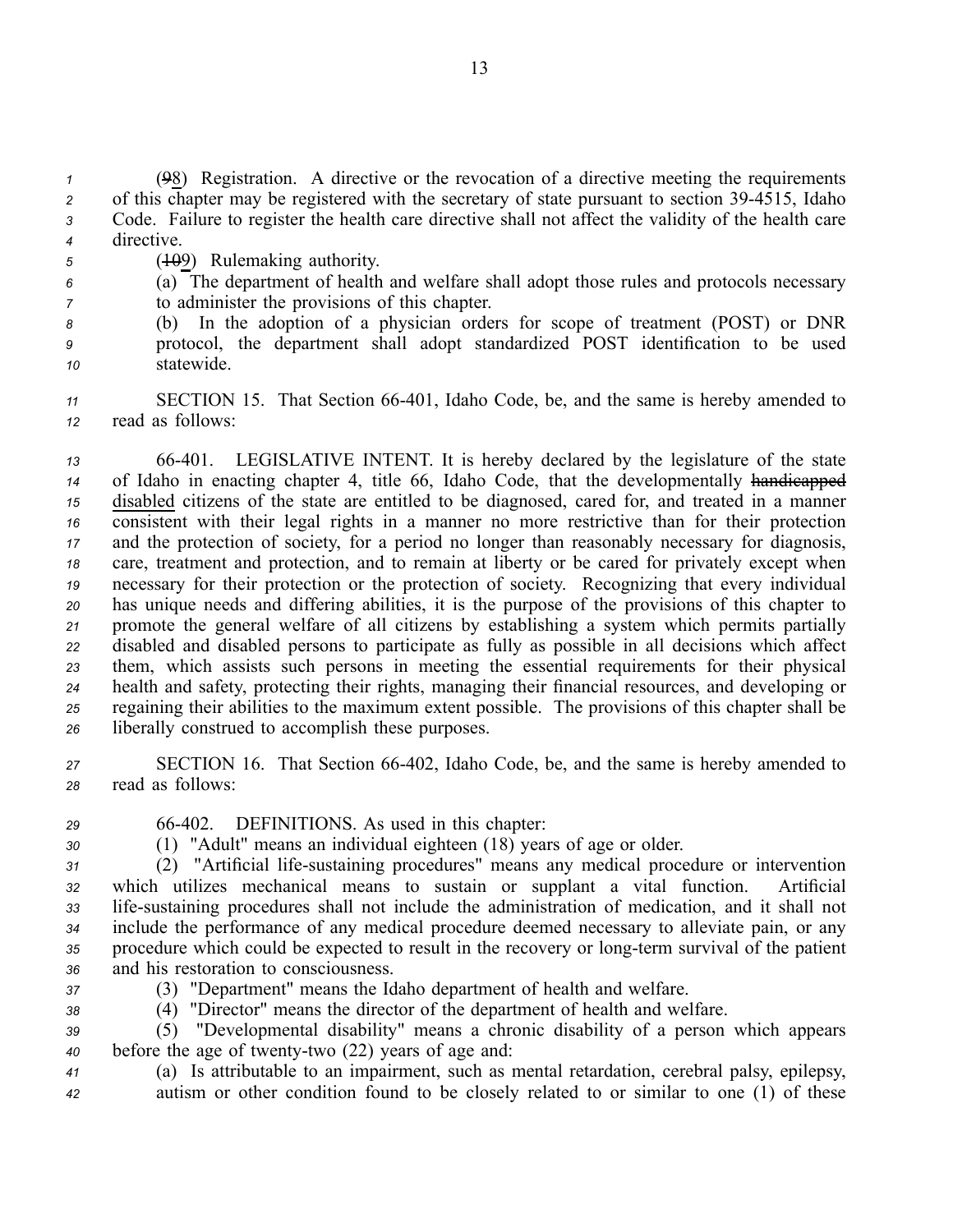(~~9~~8) Registration. A directive or the revocation of a directive meeting the requirements of this chapter may be registered with the secretary of state pursuant to section 39-4515, Idaho Code. Failure to register the health care directive shall not affect the validity of the health care directive.

(~~10~~9) Rulemaking authority.

(a) The department of health and welfare shall adopt those rules and protocols necessary to administer the provisions of this chapter.

(b) In the adoption of a physician orders for scope of treatment (POST) or DNR protocol, the department shall adopt standardized POST identification to be used statewide.

SECTION 15. That Section 66-401, Idaho Code, be, and the same is hereby amended to read as follows:

66-401. LEGISLATIVE INTENT. It is hereby declared by the legislature of the state of Idaho in enacting chapter 4, title 66, Idaho Code, that the developmentally ~~handicapped~~ <u>disabled</u> citizens of the state are entitled to be diagnosed, cared for, and treated in a manner consistent with their legal rights in a manner no more restrictive than for their protection and the protection of society, for a period no longer than reasonably necessary for diagnosis, care, treatment and protection, and to remain at liberty or be cared for privately except when necessary for their protection or the protection of society. Recognizing that every individual has unique needs and differing abilities, it is the purpose of the provisions of this chapter to promote the general welfare of all citizens by establishing a system which permits partially disabled and disabled persons to participate as fully as possible in all decisions which affect them, which assists such persons in meeting the essential requirements for their physical health and safety, protecting their rights, managing their financial resources, and developing or regaining their abilities to the maximum extent possible. The provisions of this chapter shall be liberally construed to accomplish these purposes.

SECTION 16. That Section 66-402, Idaho Code, be, and the same is hereby amended to read as follows:

66-402. DEFINITIONS. As used in this chapter:

(1) "Adult" means an individual eighteen (18) years of age or older.

(2) "Artificial life-sustaining procedures" means any medical procedure or intervention which utilizes mechanical means to sustain or supplant a vital function. Artificial life-sustaining procedures shall not include the administration of medication, and it shall not include the performance of any medical procedure deemed necessary to alleviate pain, or any procedure which could be expected to result in the recovery or long-term survival of the patient and his restoration to consciousness.

(3) "Department" means the Idaho department of health and welfare.

(4) "Director" means the director of the department of health and welfare.

(5) "Developmental disability" means a chronic disability of a person which appears before the age of twenty-two (22) years of age and:

(a) Is attributable to an impairment, such as mental retardation, cerebral palsy, epilepsy, autism or other condition found to be closely related to or similar to one (1) of these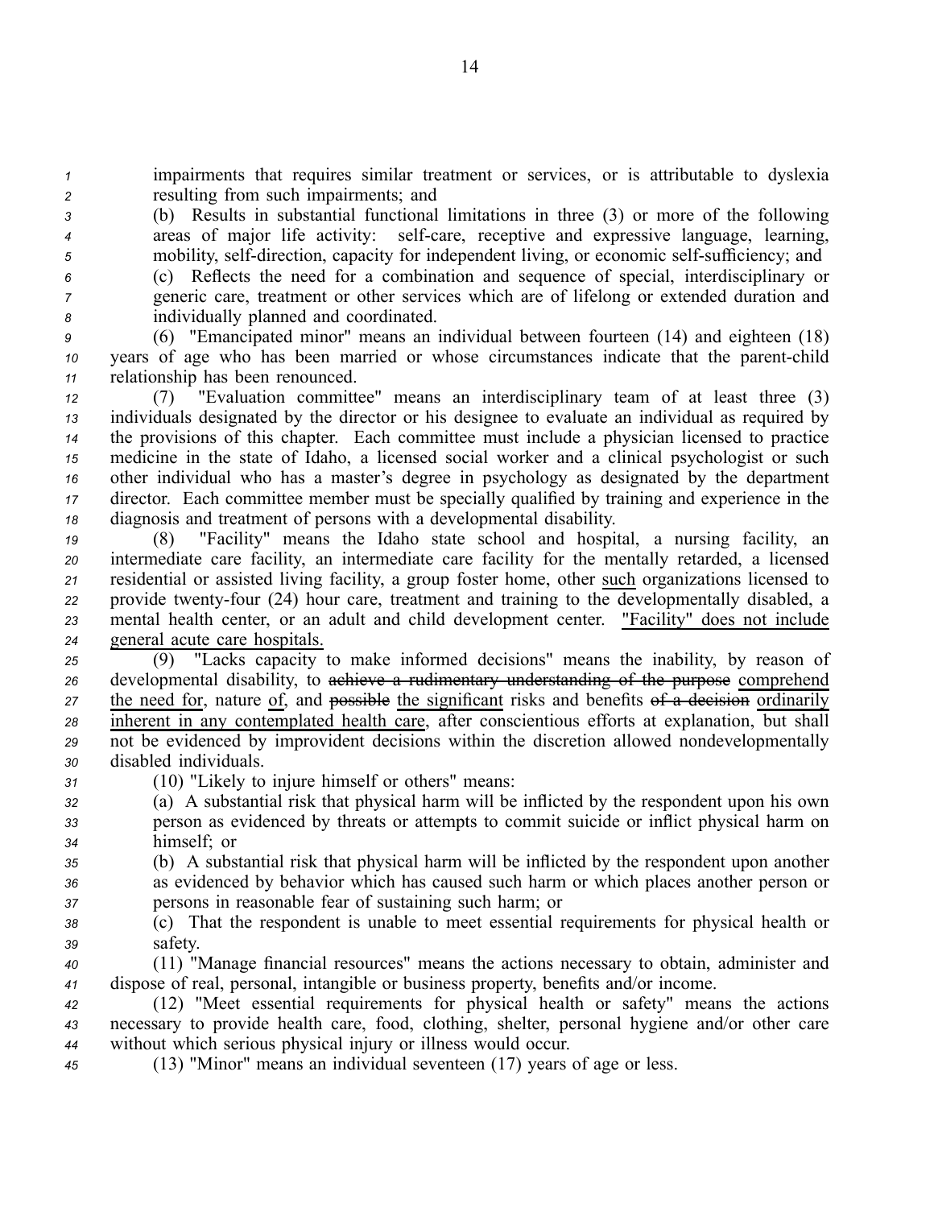impairments that requires similar treatment or services, or is attributable to dyslexia resulting from such impairments; and

(b) Results in substantial functional limitations in three (3) or more of the following areas of major life activity: self-care, receptive and expressive language, learning, mobility, self-direction, capacity for independent living, or economic self-sufficiency; and

(c) Reflects the need for a combination and sequence of special, interdisciplinary or generic care, treatment or other services which are of lifelong or extended duration and individually planned and coordinated.

(6) "Emancipated minor" means an individual between fourteen (14) and eighteen (18) years of age who has been married or whose circumstances indicate that the parent-child relationship has been renounced.

(7) "Evaluation committee" means an interdisciplinary team of at least three (3) individuals designated by the director or his designee to evaluate an individual as required by the provisions of this chapter. Each committee must include a physician licensed to practice medicine in the state of Idaho, a licensed social worker and a clinical psychologist or such other individual who has a master's degree in psychology as designated by the department director. Each committee member must be specially qualified by training and experience in the diagnosis and treatment of persons with a developmental disability.

(8) "Facility" means the Idaho state school and hospital, a nursing facility, an intermediate care facility, an intermediate care facility for the mentally retarded, a licensed residential or assisted living facility, a group foster home, other <u>such</u> organizations licensed to provide twenty-four (24) hour care, treatment and training to the developmentally disabled, a mental health center, or an adult and child development center. <u>"Facility" does not include general acute care hospitals.</u>

(9) "Lacks capacity to make informed decisions" means the inability, by reason of developmental disability, to ~~achieve a rudimentary understanding of the purpose~~ <u>comprehend the need for</u>, nature <u>of</u>, and ~~possible~~ <u>the significant</u> risks and benefits ~~of a decision~~ <u>ordinarily inherent in any contemplated health care</u>, after conscientious efforts at explanation, but shall not be evidenced by improvident decisions within the discretion allowed nondevelopmentally disabled individuals.

(10) "Likely to injure himself or others" means:

(a) A substantial risk that physical harm will be inflicted by the respondent upon his own person as evidenced by threats or attempts to commit suicide or inflict physical harm on himself; or

(b) A substantial risk that physical harm will be inflicted by the respondent upon another as evidenced by behavior which has caused such harm or which places another person or persons in reasonable fear of sustaining such harm; or

(c) That the respondent is unable to meet essential requirements for physical health or safety.

(11) "Manage financial resources" means the actions necessary to obtain, administer and dispose of real, personal, intangible or business property, benefits and/or income.

(12) "Meet essential requirements for physical health or safety" means the actions necessary to provide health care, food, clothing, shelter, personal hygiene and/or other care without which serious physical injury or illness would occur.

(13) "Minor" means an individual seventeen (17) years of age or less.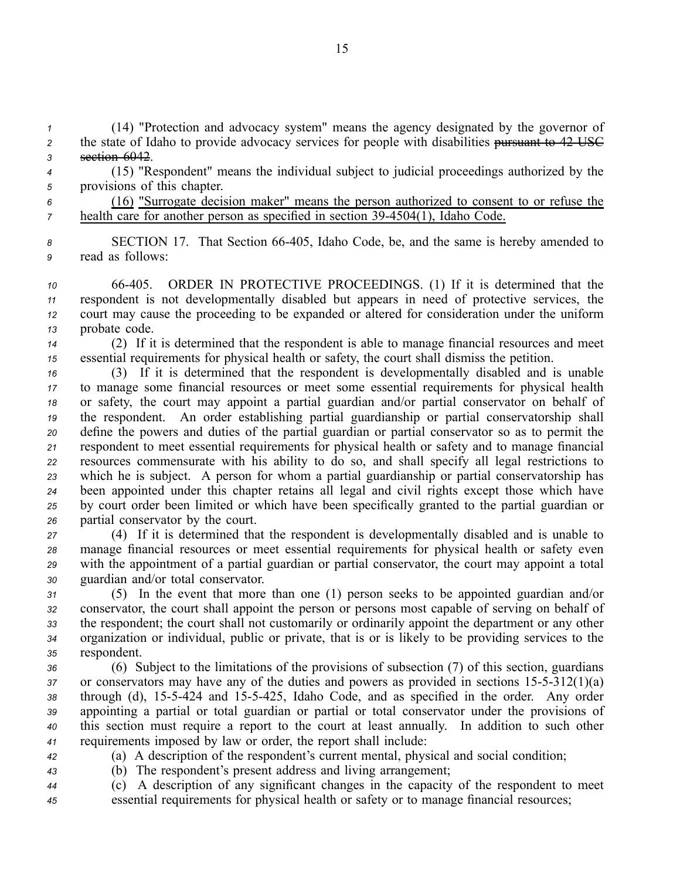(14) "Protection and advocacy system" means the agency designated by the governor of the state of Idaho to provide advocacy services for people with disabilities ~~pursuant to 42 USC section 6042~~.

(15) "Respondent" means the individual subject to judicial proceedings authorized by the provisions of this chapter.

<u>(16) "Surrogate decision maker" means the person authorized to consent to or refuse the health care for another person as specified in section 39-4504(1), Idaho Code.</u>

SECTION 17. That Section 66-405, Idaho Code, be, and the same is hereby amended to read as follows:

66-405. ORDER IN PROTECTIVE PROCEEDINGS. (1) If it is determined that the respondent is not developmentally disabled but appears in need of protective services, the court may cause the proceeding to be expanded or altered for consideration under the uniform probate code.

(2) If it is determined that the respondent is able to manage financial resources and meet essential requirements for physical health or safety, the court shall dismiss the petition.

(3) If it is determined that the respondent is developmentally disabled and is unable to manage some financial resources or meet some essential requirements for physical health or safety, the court may appoint a partial guardian and/or partial conservator on behalf of the respondent. An order establishing partial guardianship or partial conservatorship shall define the powers and duties of the partial guardian or partial conservator so as to permit the respondent to meet essential requirements for physical health or safety and to manage financial resources commensurate with his ability to do so, and shall specify all legal restrictions to which he is subject. A person for whom a partial guardianship or partial conservatorship has been appointed under this chapter retains all legal and civil rights except those which have by court order been limited or which have been specifically granted to the partial guardian or partial conservator by the court.

(4) If it is determined that the respondent is developmentally disabled and is unable to manage financial resources or meet essential requirements for physical health or safety even with the appointment of a partial guardian or partial conservator, the court may appoint a total guardian and/or total conservator.

(5) In the event that more than one (1) person seeks to be appointed guardian and/or conservator, the court shall appoint the person or persons most capable of serving on behalf of the respondent; the court shall not customarily or ordinarily appoint the department or any other organization or individual, public or private, that is or is likely to be providing services to the respondent.

(6) Subject to the limitations of the provisions of subsection (7) of this section, guardians or conservators may have any of the duties and powers as provided in sections 15-5-312(1)(a) through (d), 15-5-424 and 15-5-425, Idaho Code, and as specified in the order. Any order appointing a partial or total guardian or partial or total conservator under the provisions of this section must require a report to the court at least annually. In addition to such other requirements imposed by law or order, the report shall include:

(a) A description of the respondent's current mental, physical and social condition;

(b) The respondent's present address and living arrangement;

(c) A description of any significant changes in the capacity of the respondent to meet essential requirements for physical health or safety or to manage financial resources;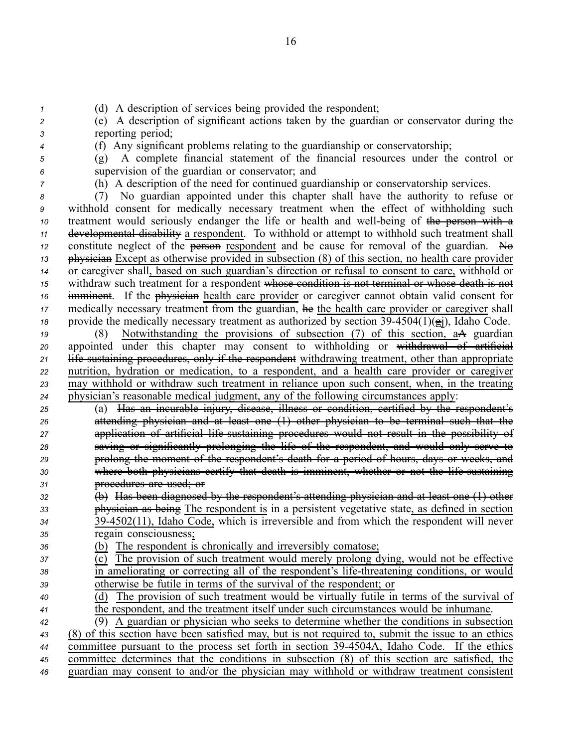(d) A description of services being provided the respondent;

(e) A description of significant actions taken by the guardian or conservator during the reporting period;

(f) Any significant problems relating to the guardianship or conservatorship;

(g) A complete financial statement of the financial resources under the control or supervision of the guardian or conservator; and

(h) A description of the need for continued guardianship or conservatorship services.

(7) No guardian appointed under this chapter shall have the authority to refuse or withhold consent for medically necessary treatment when the effect of withholding such treatment would seriously endanger the life or health and well-being of ~~the person with a developmental disability~~ a respondent. To withhold or attempt to withhold such treatment shall constitute neglect of the ~~person~~ respondent and be cause for removal of the guardian. ~~No physician~~ Except as otherwise provided in subsection (8) of this section, no health care provider or caregiver shall, based on such guardian's direction or refusal to consent to care, withhold or withdraw such treatment for a respondent ~~whose condition is not terminal or whose death is not imminent~~. If the ~~physician~~ health care provider or caregiver cannot obtain valid consent for medically necessary treatment from the guardian, ~~he~~ the health care provider or caregiver shall provide the medically necessary treatment as authorized by section 39-4504(1)(~~g~~j), Idaho Code.

(8) Notwithstanding the provisions of subsection (7) of this section, a~~A~~ guardian appointed under this chapter may consent to withholding or ~~withdrawal of artificial life-sustaining procedures, only if the respondent~~ withdrawing treatment, other than appropriate nutrition, hydration or medication, to a respondent, and a health care provider or caregiver may withhold or withdraw such treatment in reliance upon such consent, when, in the treating physician's reasonable medical judgment, any of the following circumstances apply:

(a) ~~Has an incurable injury, disease, illness or condition, certified by the respondent's attending physician and at least one (1) other physician to be terminal such that the application of artificial life-sustaining procedures would not result in the possibility of saving or significantly prolonging the life of the respondent, and would only serve to prolong the moment of the respondent's death for a period of hours, days or weeks, and where both physicians certify that death is imminent, whether or not the life-sustaining procedures are used; or~~

~~(b) Has been diagnosed by the respondent's attending physician and at least one (1) other physician as being~~ The respondent is in a persistent vegetative state, as defined in section 39-4502(11), Idaho Code, which is irreversible and from which the respondent will never regain consciousness;

(b) The respondent is chronically and irreversibly comatose;

(c) The provision of such treatment would merely prolong dying, would not be effective in ameliorating or correcting all of the respondent's life-threatening conditions, or would otherwise be futile in terms of the survival of the respondent; or

(d) The provision of such treatment would be virtually futile in terms of the survival of the respondent, and the treatment itself under such circumstances would be inhumane.

(9) A guardian or physician who seeks to determine whether the conditions in subsection (8) of this section have been satisfied may, but is not required to, submit the issue to an ethics committee pursuant to the process set forth in section 39-4504A, Idaho Code. If the ethics committee determines that the conditions in subsection (8) of this section are satisfied, the guardian may consent to and/or the physician may withhold or withdraw treatment consistent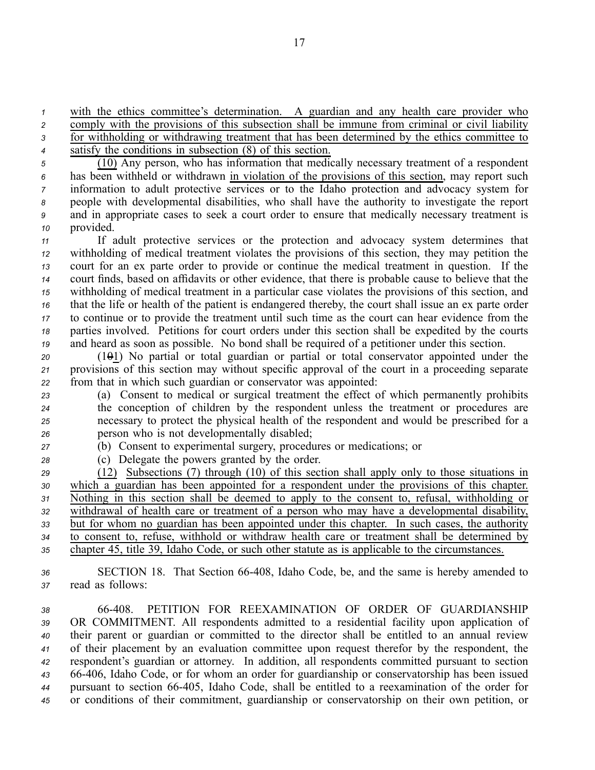with the ethics committee's determination. A guardian and any health care provider who comply with the provisions of this subsection shall be immune from criminal or civil liability for withholding or withdrawing treatment that has been determined by the ethics committee to satisfy the conditions in subsection (8) of this section.

(10) Any person, who has information that medically necessary treatment of a respondent has been withheld or withdrawn in violation of the provisions of this section, may report such information to adult protective services or to the Idaho protection and advocacy system for people with developmental disabilities, who shall have the authority to investigate the report and in appropriate cases to seek a court order to ensure that medically necessary treatment is provided.

If adult protective services or the protection and advocacy system determines that withholding of medical treatment violates the provisions of this section, they may petition the court for an ex parte order to provide or continue the medical treatment in question. If the court finds, based on affidavits or other evidence, that there is probable cause to believe that the withholding of medical treatment in a particular case violates the provisions of this section, and that the life or health of the patient is endangered thereby, the court shall issue an ex parte order to continue or to provide the treatment until such time as the court can hear evidence from the parties involved. Petitions for court orders under this section shall be expedited by the courts and heard as soon as possible. No bond shall be required of a petitioner under this section.

(1~~0~~1) No partial or total guardian or partial or total conservator appointed under the provisions of this section may without specific approval of the court in a proceeding separate from that in which such guardian or conservator was appointed:

(a) Consent to medical or surgical treatment the effect of which permanently prohibits the conception of children by the respondent unless the treatment or procedures are necessary to protect the physical health of the respondent and would be prescribed for a person who is not developmentally disabled;

(b) Consent to experimental surgery, procedures or medications; or

(c) Delegate the powers granted by the order.

(12) Subsections (7) through (10) of this section shall apply only to those situations in which a guardian has been appointed for a respondent under the provisions of this chapter. Nothing in this section shall be deemed to apply to the consent to, refusal, withholding or withdrawal of health care or treatment of a person who may have a developmental disability, but for whom no guardian has been appointed under this chapter. In such cases, the authority to consent to, refuse, withhold or withdraw health care or treatment shall be determined by chapter 45, title 39, Idaho Code, or such other statute as is applicable to the circumstances.

SECTION 18. That Section 66-408, Idaho Code, be, and the same is hereby amended to read as follows:

66-408. PETITION FOR REEXAMINATION OF ORDER OF GUARDIANSHIP OR COMMITMENT. All respondents admitted to a residential facility upon application of their parent or guardian or committed to the director shall be entitled to an annual review of their placement by an evaluation committee upon request therefor by the respondent, the respondent's guardian or attorney. In addition, all respondents committed pursuant to section 66-406, Idaho Code, or for whom an order for guardianship or conservatorship has been issued pursuant to section 66-405, Idaho Code, shall be entitled to a reexamination of the order for or conditions of their commitment, guardianship or conservatorship on their own petition, or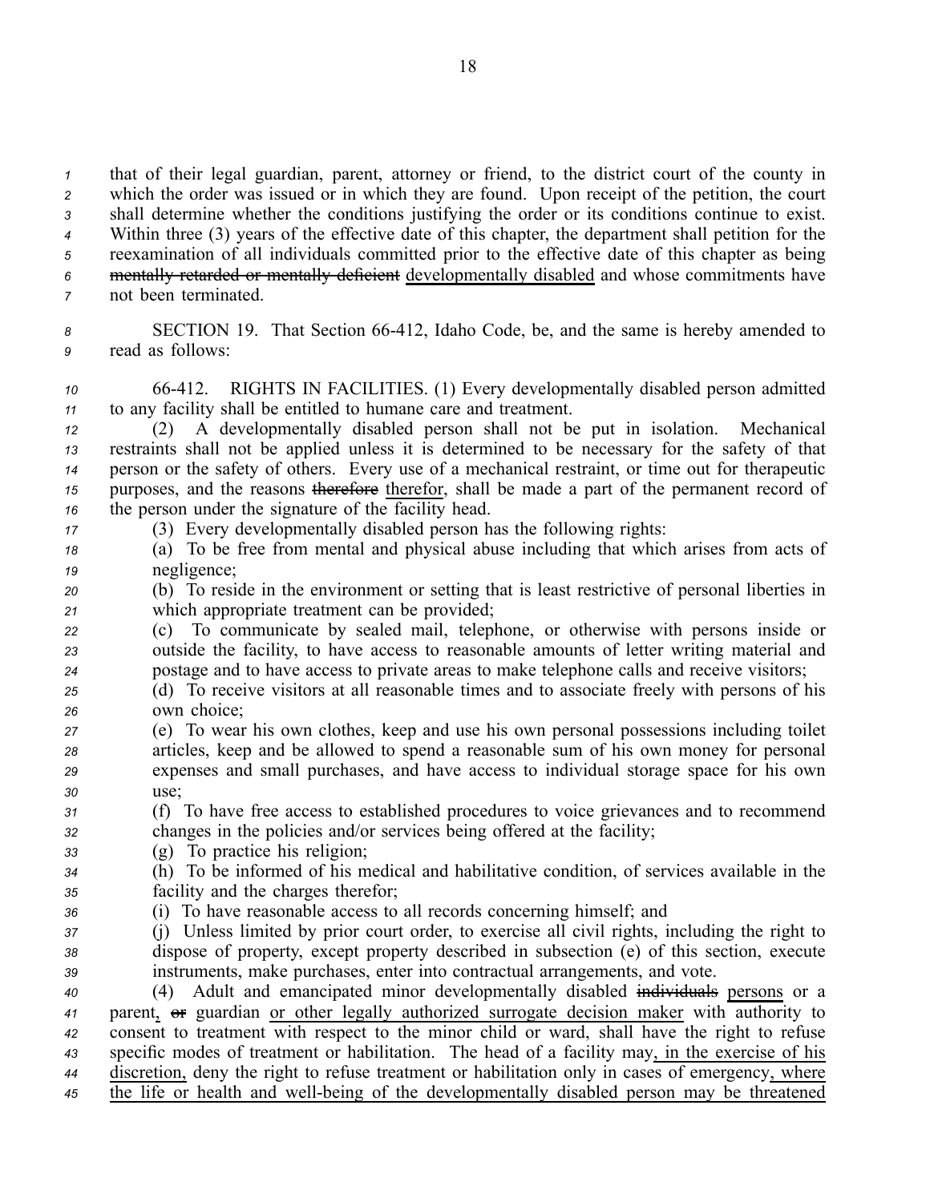that of their legal guardian, parent, attorney or friend, to the district court of the county in which the order was issued or in which they are found. Upon receipt of the petition, the court shall determine whether the conditions justifying the order or its conditions continue to exist. Within three (3) years of the effective date of this chapter, the department shall petition for the reexamination of all individuals committed prior to the effective date of this chapter as being ~~mentally retarded or mentally deficient~~ developmentally disabled and whose commitments have not been terminated.

SECTION 19. That Section 66-412, Idaho Code, be, and the same is hereby amended to read as follows:

66-412. RIGHTS IN FACILITIES. (1) Every developmentally disabled person admitted to any facility shall be entitled to humane care and treatment.

(2) A developmentally disabled person shall not be put in isolation. Mechanical restraints shall not be applied unless it is determined to be necessary for the safety of that person or the safety of others. Every use of a mechanical restraint, or time out for therapeutic purposes, and the reasons ~~therefore~~ therefor, shall be made a part of the permanent record of the person under the signature of the facility head.

(3) Every developmentally disabled person has the following rights:

(a) To be free from mental and physical abuse including that which arises from acts of negligence;

(b) To reside in the environment or setting that is least restrictive of personal liberties in which appropriate treatment can be provided;

(c) To communicate by sealed mail, telephone, or otherwise with persons inside or outside the facility, to have access to reasonable amounts of letter writing material and postage and to have access to private areas to make telephone calls and receive visitors;

(d) To receive visitors at all reasonable times and to associate freely with persons of his own choice;

(e) To wear his own clothes, keep and use his own personal possessions including toilet articles, keep and be allowed to spend a reasonable sum of his own money for personal expenses and small purchases, and have access to individual storage space for his own use;

(f) To have free access to established procedures to voice grievances and to recommend changes in the policies and/or services being offered at the facility;

(g) To practice his religion;

(h) To be informed of his medical and habilitative condition, of services available in the facility and the charges therefor;

(i) To have reasonable access to all records concerning himself; and

(j) Unless limited by prior court order, to exercise all civil rights, including the right to dispose of property, except property described in subsection (e) of this section, execute instruments, make purchases, enter into contractual arrangements, and vote.

(4) Adult and emancipated minor developmentally disabled ~~individuals~~ persons or a parent, ~~or~~ guardian or other legally authorized surrogate decision maker with authority to consent to treatment with respect to the minor child or ward, shall have the right to refuse specific modes of treatment or habilitation. The head of a facility may, in the exercise of his discretion, deny the right to refuse treatment or habilitation only in cases of emergency, where the life or health and well-being of the developmentally disabled person may be threatened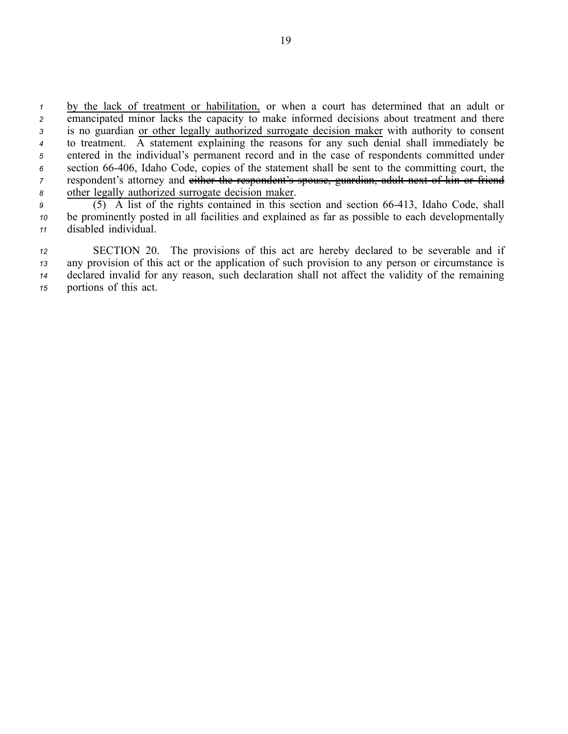by the lack of treatment or habilitation, or when a court has determined that an adult or emancipated minor lacks the capacity to make informed decisions about treatment and there is no guardian or other legally authorized surrogate decision maker with authority to consent to treatment. A statement explaining the reasons for any such denial shall immediately be entered in the individual's permanent record and in the case of respondents committed under section 66-406, Idaho Code, copies of the statement shall be sent to the committing court, the respondent's attorney and ~~either the respondent's spouse, guardian, adult next of kin or friend~~ other legally authorized surrogate decision maker.

(5) A list of the rights contained in this section and section 66-413, Idaho Code, shall be prominently posted in all facilities and explained as far as possible to each developmentally disabled individual.

SECTION 20. The provisions of this act are hereby declared to be severable and if any provision of this act or the application of such provision to any person or circumstance is declared invalid for any reason, such declaration shall not affect the validity of the remaining portions of this act.